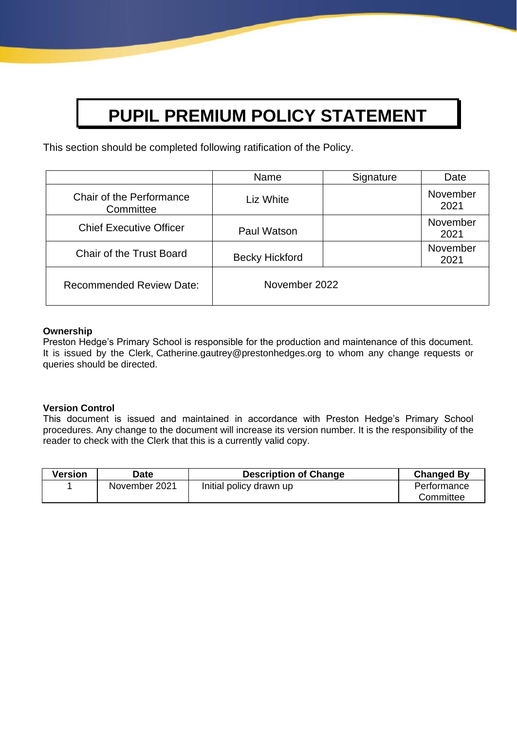# PUPIL PREMIUM POLICY STATEMENT

This section should be completed following ratification of the Policy.

| | Name | Signature | Date |
|---|---|---|---|
| Chair of the Performance Committee | Liz White | | November 2021 |
| Chief Executive Officer | Paul Watson | | November 2021 |
| Chair of the Trust Board | Becky Hickford | | November 2021 |
| Recommended Review Date: | November 2022 | | |

**Ownership**

Preston Hedge's Primary School is responsible for the production and maintenance of this document. It is issued by the Clerk, Catherine.gautrey@prestonhedges.org to whom any change requests or queries should be directed.

**Version Control**

This document is issued and maintained in accordance with Preston Hedge's Primary School procedures. Any change to the document will increase its version number. It is the responsibility of the reader to check with the Clerk that this is a currently valid copy.

| Version | Date | Description of Change | Changed By |
|---|---|---|---|
| 1 | November 2021 | Initial policy drawn up | Performance Committee |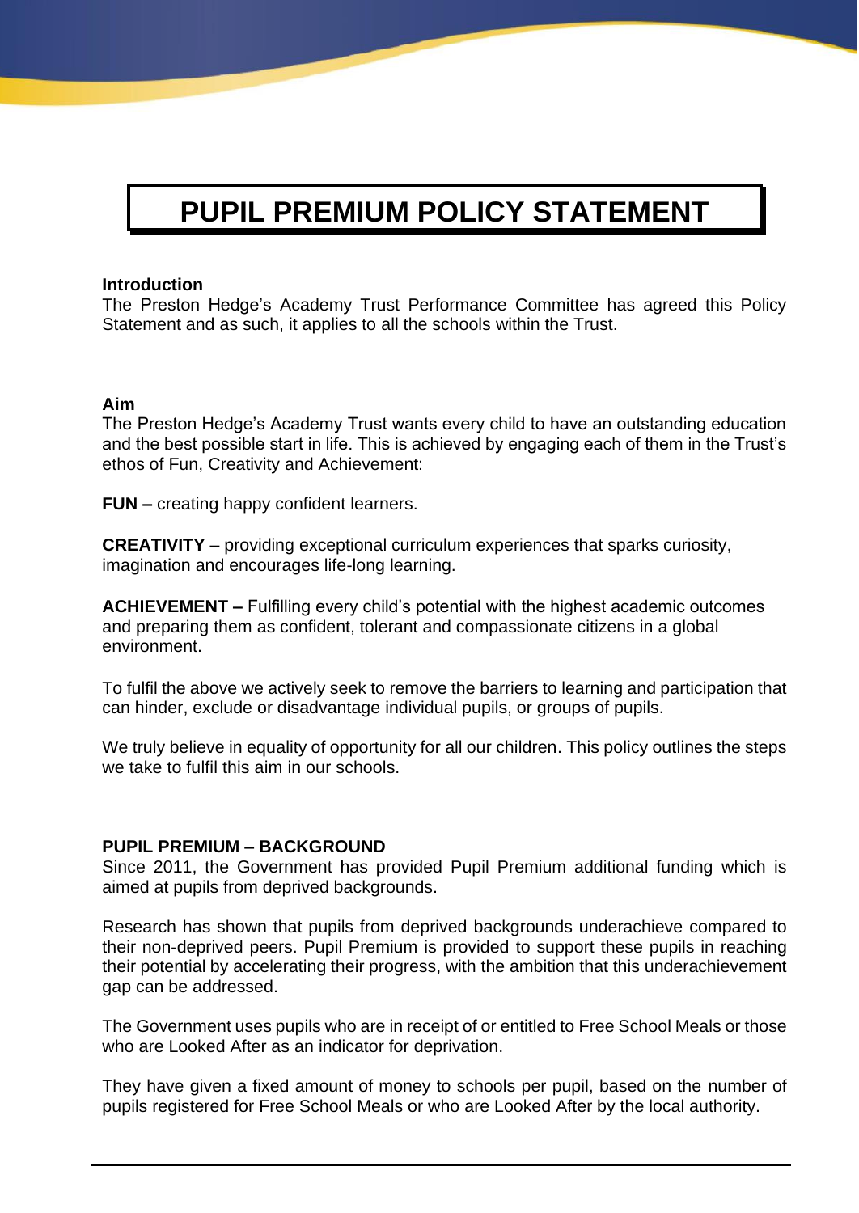# PUPIL PREMIUM POLICY STATEMENT

**Introduction**

The Preston Hedge's Academy Trust Performance Committee has agreed this Policy Statement and as such, it applies to all the schools within the Trust.

**Aim**

The Preston Hedge's Academy Trust wants every child to have an outstanding education and the best possible start in life. This is achieved by engaging each of them in the Trust's ethos of Fun, Creativity and Achievement:

**FUN –** creating happy confident learners.

**CREATIVITY** – providing exceptional curriculum experiences that sparks curiosity, imagination and encourages life-long learning.

**ACHIEVEMENT –** Fulfilling every child's potential with the highest academic outcomes and preparing them as confident, tolerant and compassionate citizens in a global environment.

To fulfil the above we actively seek to remove the barriers to learning and participation that can hinder, exclude or disadvantage individual pupils, or groups of pupils.

We truly believe in equality of opportunity for all our children. This policy outlines the steps we take to fulfil this aim in our schools.

**PUPIL PREMIUM – BACKGROUND**

Since 2011, the Government has provided Pupil Premium additional funding which is aimed at pupils from deprived backgrounds.

Research has shown that pupils from deprived backgrounds underachieve compared to their non-deprived peers. Pupil Premium is provided to support these pupils in reaching their potential by accelerating their progress, with the ambition that this underachievement gap can be addressed.

The Government uses pupils who are in receipt of or entitled to Free School Meals or those who are Looked After as an indicator for deprivation.

They have given a fixed amount of money to schools per pupil, based on the number of pupils registered for Free School Meals or who are Looked After by the local authority.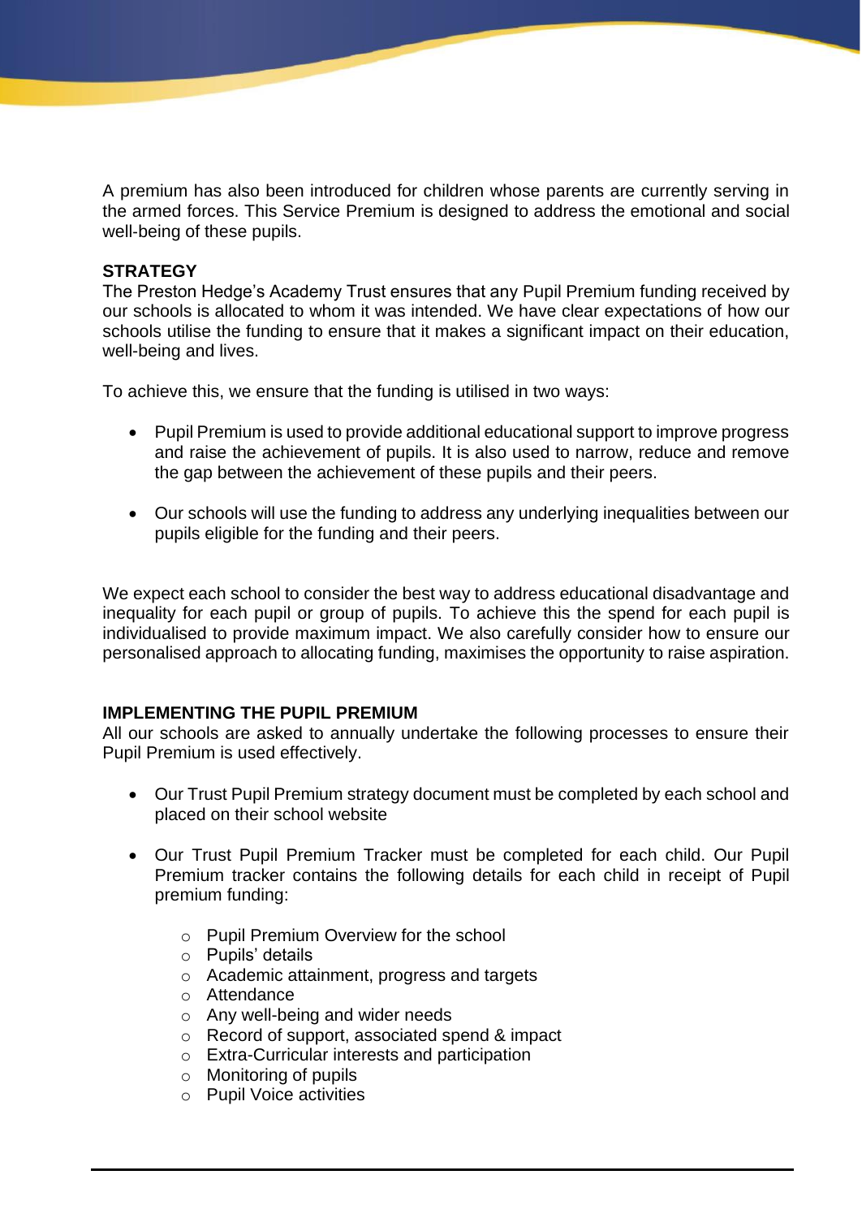A premium has also been introduced for children whose parents are currently serving in the armed forces. This Service Premium is designed to address the emotional and social well-being of these pupils.

**STRATEGY**

The Preston Hedge's Academy Trust ensures that any Pupil Premium funding received by our schools is allocated to whom it was intended. We have clear expectations of how our schools utilise the funding to ensure that it makes a significant impact on their education, well-being and lives.

To achieve this, we ensure that the funding is utilised in two ways:

- Pupil Premium is used to provide additional educational support to improve progress and raise the achievement of pupils. It is also used to narrow, reduce and remove the gap between the achievement of these pupils and their peers.
- Our schools will use the funding to address any underlying inequalities between our pupils eligible for the funding and their peers.

We expect each school to consider the best way to address educational disadvantage and inequality for each pupil or group of pupils. To achieve this the spend for each pupil is individualised to provide maximum impact. We also carefully consider how to ensure our personalised approach to allocating funding, maximises the opportunity to raise aspiration.

**IMPLEMENTING THE PUPIL PREMIUM**

All our schools are asked to annually undertake the following processes to ensure their Pupil Premium is used effectively.

- Our Trust Pupil Premium strategy document must be completed by each school and placed on their school website
- Our Trust Pupil Premium Tracker must be completed for each child. Our Pupil Premium tracker contains the following details for each child in receipt of Pupil premium funding:
  - Pupil Premium Overview for the school
  - Pupils' details
  - Academic attainment, progress and targets
  - Attendance
  - Any well-being and wider needs
  - Record of support, associated spend & impact
  - Extra-Curricular interests and participation
  - Monitoring of pupils
  - Pupil Voice activities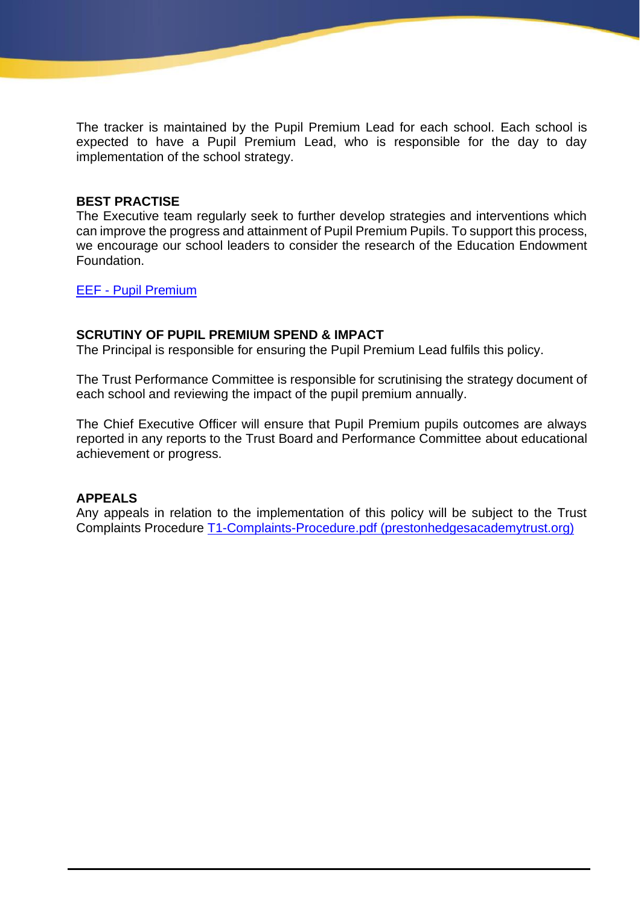The tracker is maintained by the Pupil Premium Lead for each school. Each school is expected to have a Pupil Premium Lead, who is responsible for the day to day implementation of the school strategy.

**BEST PRACTISE**

The Executive team regularly seek to further develop strategies and interventions which can improve the progress and attainment of Pupil Premium Pupils. To support this process, we encourage our school leaders to consider the research of the Education Endowment Foundation.

EEF - Pupil Premium

**SCRUTINY OF PUPIL PREMIUM SPEND & IMPACT**

The Principal is responsible for ensuring the Pupil Premium Lead fulfils this policy.

The Trust Performance Committee is responsible for scrutinising the strategy document of each school and reviewing the impact of the pupil premium annually.

The Chief Executive Officer will ensure that Pupil Premium pupils outcomes are always reported in any reports to the Trust Board and Performance Committee about educational achievement or progress.

**APPEALS**

Any appeals in relation to the implementation of this policy will be subject to the Trust Complaints Procedure T1-Complaints-Procedure.pdf (prestonhedgesacademytrust.org)